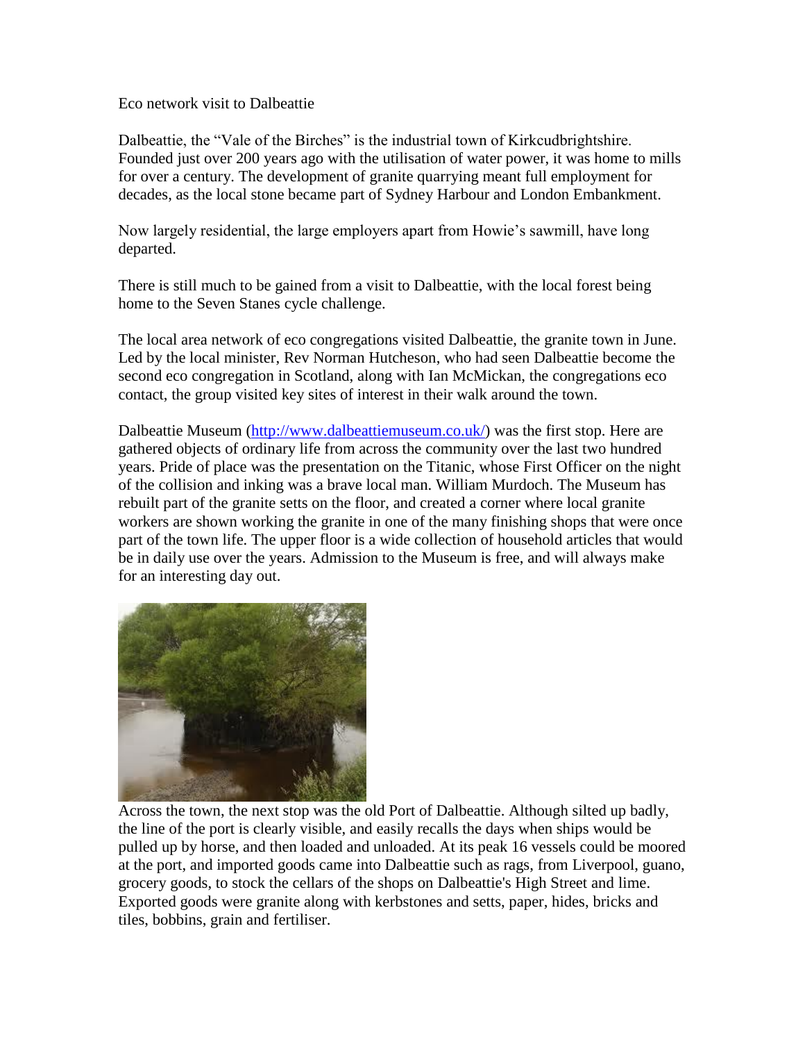Eco network visit to Dalbeattie

Dalbeattie, the “Vale of the Birches” is the industrial town of Kirkcudbrightshire. Founded just over 200 years ago with the utilisation of water power, it was home to mills for over a century. The development of granite quarrying meant full employment for decades, as the local stone became part of Sydney Harbour and London Embankment.

Now largely residential, the large employers apart from Howie’s sawmill, have long departed.

There is still much to be gained from a visit to Dalbeattie, with the local forest being home to the Seven Stanes cycle challenge.

The local area network of eco congregations visited Dalbeattie, the granite town in June. Led by the local minister, Rev Norman Hutcheson, who had seen Dalbeattie become the second eco congregation in Scotland, along with Ian McMickan, the congregations eco contact, the group visited key sites of interest in their walk around the town.

Dalbeattie Museum (http://www.dalbeattiemuseum.co.uk/) was the first stop. Here are gathered objects of ordinary life from across the community over the last two hundred years. Pride of place was the presentation on the Titanic, whose First Officer on the night of the collision and inking was a brave local man. William Murdoch. The Museum has rebuilt part of the granite setts on the floor, and created a corner where local granite workers are shown working the granite in one of the many finishing shops that were once part of the town life. The upper floor is a wide collection of household articles that would be in daily use over the years. Admission to the Museum is free, and will always make for an interesting day out.

Across the town, the next stop was the old Port of Dalbeattie. Although silted up badly, the line of the port is clearly visible, and easily recalls the days when ships would be pulled up by horse, and then loaded and unloaded. At its peak 16 vessels could be moored at the port, and imported goods came into Dalbeattie such as rags, from Liverpool, guano, grocery goods, to stock the cellars of the shops on Dalbeattie's High Street and lime. Exported goods were granite along with kerbstones and setts, paper, hides, bricks and tiles, bobbins, grain and fertiliser.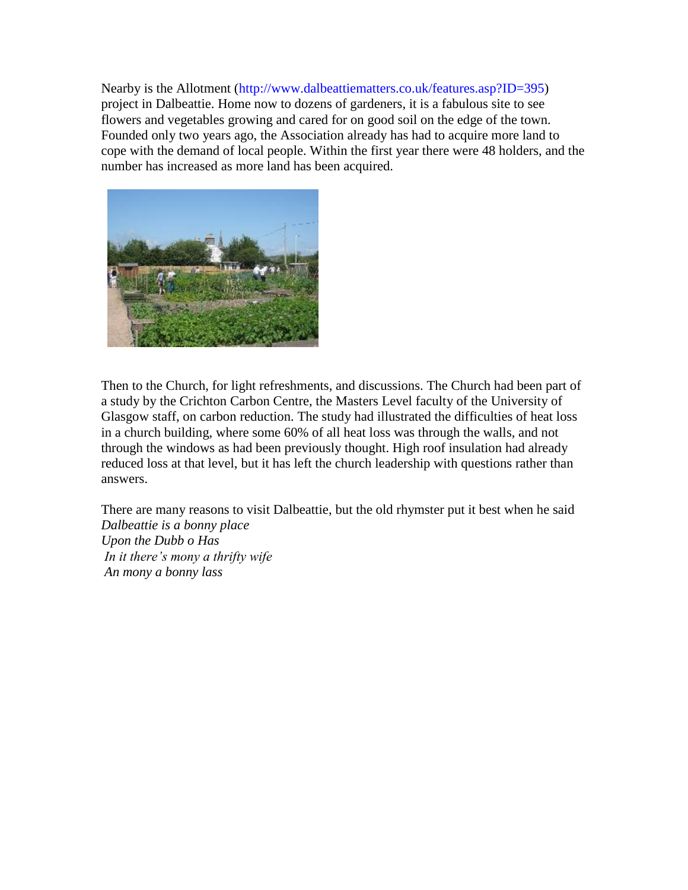Nearby is the Allotment (http://www.dalbeattiematters.co.uk/features.asp?ID=395) project in Dalbeattie. Home now to dozens of gardeners, it is a fabulous site to see flowers and vegetables growing and cared for on good soil on the edge of the town. Founded only two years ago, the Association already has had to acquire more land to cope with the demand of local people. Within the first year there were 48 holders, and the number has increased as more land has been acquired.

Then to the Church, for light refreshments, and discussions. The Church had been part of a study by the Crichton Carbon Centre, the Masters Level faculty of the University of Glasgow staff, on carbon reduction. The study had illustrated the difficulties of heat loss in a church building, where some 60% of all heat loss was through the walls, and not through the windows as had been previously thought. High roof insulation had already reduced loss at that level, but it has left the church leadership with questions rather than answers.

There are many reasons to visit Dalbeattie, but the old rhymster put it best when he said

*Dalbeattie is a bonny place*
*Upon the Dubb o Has*
*In it there's mony a thrifty wife*
*An mony a bonny lass*